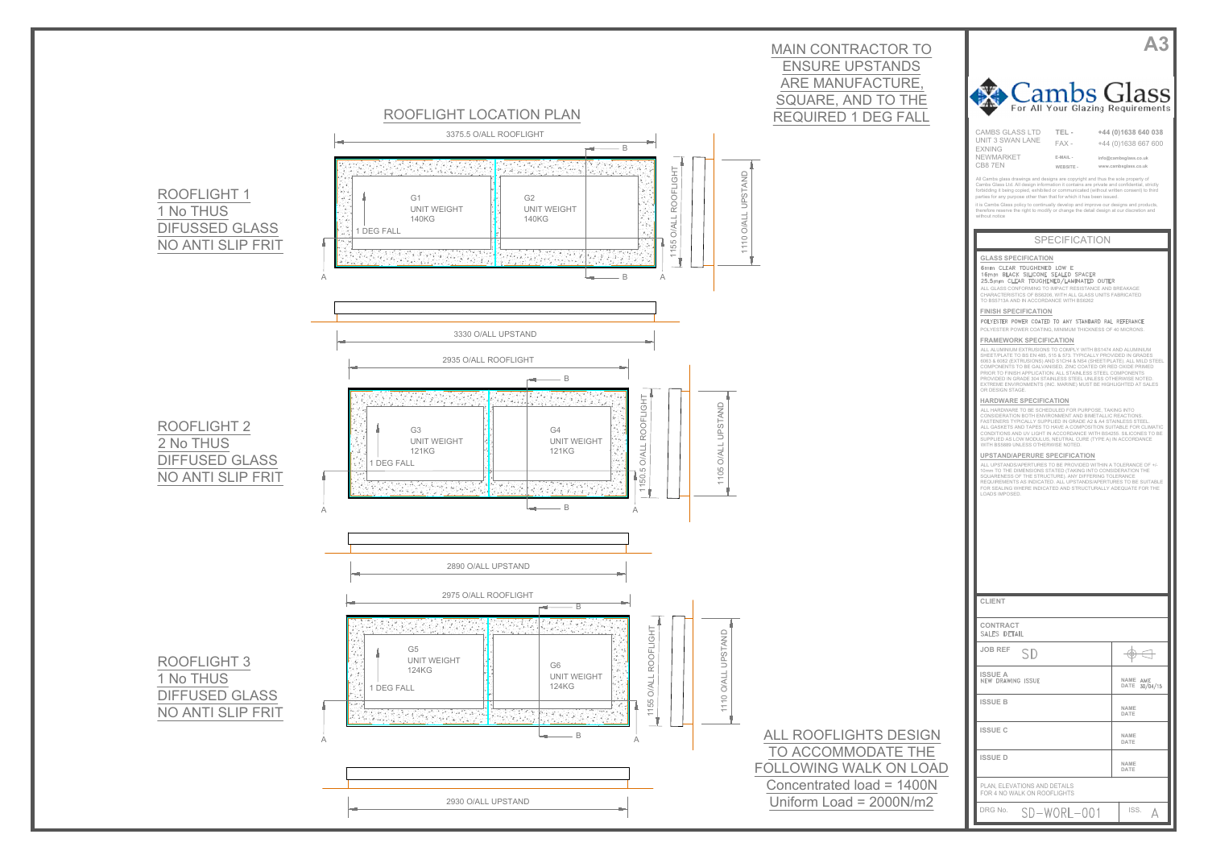# ROOFLIGHT LOCATION PLAN

MAIN CONTRACTOR TO ENSURE UPSTANDS ARE MANUFACTURE, SQUARE, AND TO THE REQUIRED 1 DEG FALL

## ROOFLIGHT 1

1 No THUS
DIFUSSED GLASS
NO ANTI SLIP FRIT

3375.5 O/ALL ROOFLIGHT

G1 UNIT WEIGHT 140KG

G2 UNIT WEIGHT 140KG

1 DEG FALL

1155 O/ALL ROOFLIGHT

1110 O/ALL UPSTAND

3330 O/ALL UPSTAND

## ROOFLIGHT 2

2 No THUS
DIFFUSED GLASS
NO ANTI SLIP FRIT

2935 O/ALL ROOFLIGHT

G3 UNIT WEIGHT 121KG

G4 UNIT WEIGHT 121KG

1 DEG FALL

1150.5 O/ALL ROOFLIGHT

1105 O/ALL UPSTAND

2890 O/ALL UPSTAND

## ROOFLIGHT 3

1 No THUS
DIFFUSED GLASS
NO ANTI SLIP FRIT

2975 O/ALL ROOFLIGHT

G5 UNIT WEIGHT 124KG

G6 UNIT WEIGHT 124KG

1 DEG FALL

1155 O/ALL ROOFLIGHT

1110 O/ALL UPSTAND

2930 O/ALL UPSTAND

ALL ROOFLIGHTS DESIGN TO ACCOMMODATE THE FOLLOWING WALK ON LOAD
Concentrated load = 1400N
Uniform Load = 2000N/m2

---

A3

**Cambs Glass** — For All Your Glazing Requirements

CAMBS GLASS LTD
UNIT 3 SWAN LANE
EXNING
NEWMARKET
CB8 7EN

TEL - +44 (0)1638 640 038
FAX - +44 (0)1638 667 600
E-MAIL - info@cambsglass.co.uk
WEBSITE - www.cambsglass.co.uk

All Cambs glass drawings and designs are copyright and thus the sole property of Cambs Glass Ltd. All design information it contains are private and confidential, strictly forbidding it being copied, exhibited or communicated (without written consent) to third parties for any purpose other than that for which it has been issued.

It is Cambs Glass policy to continually develop and improve our designs and products, therefore reserve the right to modify or change the detail design at our discretion and without notice

## SPECIFICATION

**GLASS SPECIFICATION**

6mm CLEAR TOUGHENED LOW E
16mm BLACK SILICONE SEALED SPACER
25.5mm CLEAR TOUGHENED/LAMINATED OUTER

ALL GLASS CONFORMING TO IMPACT RESISTANCE AND BREAKAGE CHARACTERISTICS OF BS6206, WITH ALL GLASS UNITS FABRICATED TO BS5713A AND IN ACCORDANCE WITH BS6262

**FINISH SPECIFICATION**

POLYESTER POWER COATED TO ANY STANDARD RAL REFERANCE
POLYESTER POWER COATING, MINIMUM THICKNESS OF 40 MICRONS.

**FRAMEWORK SPECIFICATION**

ALL ALUMINIUM EXTRUSIONS TO COMPLY WITH BS1474 AND ALUMINIUM SHEET/PLATE TO BS EN 485, 515 & 573. TYPICALLY PROVIDED IN GRADES 6063 & 6082 (EXTRUSIONS) AND S1C/H4 & NS4 (SHEET/PLATE). ALL MILD STEEL COMPONENTS TO BE GALVANISED, ZINC COATED OR RED OXIDE PRIMED PRIOR TO FINISH APPLICATION. ALL STAINLESS STEEL COMPONENTS PROVIDED IN GRADE 304 STAINLESS STEEL UNLESS OTHERWISE NOTED. EXTREME ENVIRONMENTS (INC. MARINE) MUST BE HIGHLIGHTED AT SALES OR DESIGN STAGE.

**HARDWARE SPECIFICATION**

ALL HARDWARE TO BE SCHEDULED FOR PURPOSE. TAKING INTO CONSIDERATION BOTH ENVIRONMENT AND BIMETALLIC REACTIONS. FASTENERS TYPICALLY SUPPLIED IN GRADE A2 & A4 STAINLESS STEEL. ALL GASKETS AND TAPES TO HAVE A COMPOSITION SUITABLE FOR CLIMATIC CONDITIONS AND UV LIGHT IN ACCORDANCE WITH BS4255. SILICONES TO BE SUPPLIED AS LOW MODULUS, NEUTRAL CURE (TYPE A) IN ACCORDANCE WITH BS5889 UNLESS OTHERWISE NOTED.

**UPSTAND/APERURE SPECIFICATION**

ALL UPSTANDS/APERTURES TO BE PROVIDED WITHIN A TOLERANCE OF +/- 10mm TO THE DIMENSIONS STATED (TAKING INTO CONSIDERATION THE SQUARENESS OF THE STRUCTURE). ANY DIFFERING TOLERANCE REQUIREMENTS AS INDICATED. ALL UPSTANDS/APERTURES TO BE SUITABLE FOR SEALING WHERE INDICATED AND STRUCTURALLY ADEQUATE FOR THE LOADS IMPOSED.

| | |
|---|---|
| CLIENT | |
| CONTRACT: SALES DETAIL | |
| JOB REF: SD | |
| ISSUE A: NEW DRAWING ISSUE | NAME: AME; DATE: 30/04/15 |
| ISSUE B | NAME; DATE |
| ISSUE C | NAME; DATE |
| ISSUE D | NAME; DATE |
| PLAN, ELEVATIONS AND DETAILS FOR 4 NO WALK ON ROOFLIGHTS | |
| DRG No. SD-WORL-001 | ISS. A |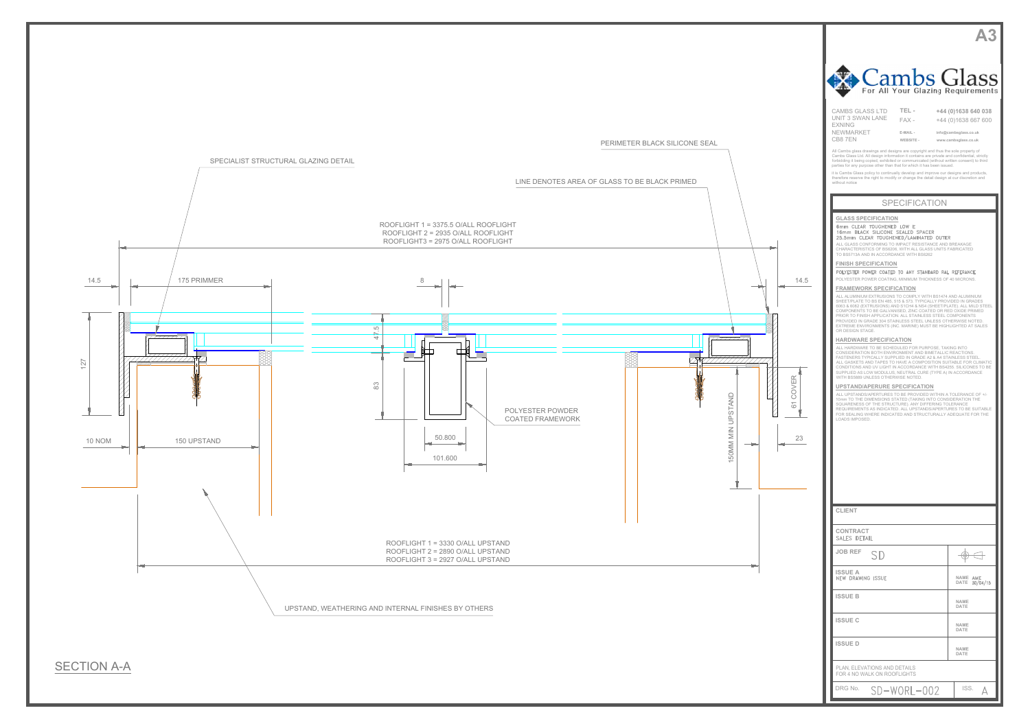A3

# Cambs Glass
For All Your Glazing Requirements

CAMBS GLASS LTD
UNIT 3 SWAN LANE
EXNING
NEWMARKET
CB8 7EN

TEL - +44 (0)1638 640 038
FAX - +44 (0)1638 667 600
E-MAIL - info@cambsglass.co.uk
WEBSITE - www.cambsglass.co.uk

All Cambs glass drawings and designs are copyright and thus the sole property of Cambs Glass Ltd. All design information it contains are private and confidential, strictly forbidding it being copied, exhibited or communicated (without written consent) to third parties for any purpose other than that for which it has been issued.

It is Cambs Glass policy to continually develop and improve our designs and products, therefore reserve the right to modify or change the detail design at our discretion and without notice

## SPECIFICATION

**GLASS SPECIFICATION**

6mm CLEAR TOUGHENED LOW E
16mm BLACK SILICONE SEALED SPACER
25.5mm CLEAR TOUGHENED/LAMINATED OUTER

ALL GLASS CONFORMING TO IMPACT RESISTANCE AND BREAKAGE CHARACTERISTICS OF BS6206. WITH ALL GLASS UNITS FABRICATED TO BS5713A AND IN ACCORDANCE WITH BS6262

**FINISH SPECIFICATION**

POLYESTER POWER COATED TO ANY STANDARD RAL REFERANCE
POLYESTER POWER COATING. MINIMUM THICKNESS OF 40 MICRONS.

**FRAMEWORK SPECIFICATION**

ALL ALUMINIUM EXTRUSIONS TO COMPLY WITH BS1474 AND ALUMINIUM SHEET/PLATE TO BS EN 485, 515 & 573. TYPICALLY PROVIDED IN GRADES 6063 & 6082 (EXTRUSIONS) AND S1CH4 & NS4 (SHEET/PLATE). ALL MILD STEEL COMPONENTS TO BE GALVANISED, ZINC COATED OR RED OXIDE PRIMED PRIOR TO FINISH APPLICATION. ALL STAINLESS STEEL COMPONENTS PROVIDED IN GRADE 304 STAINLESS STEEL UNLESS OTHERWISE NOTED. EXTREME ENVIRONMENTS (INC. MARINE) MUST BE HIGHLIGHTED AT SALES OR DESIGN STAGE.

**HARDWARE SPECIFICATION**

ALL HARDWARE TO BE SCHEDULED FOR PURPOSE. TAKING INTO CONSIDERATION BOTH ENVIRONMENT AND BIMETALLIC REACTIONS. FASTENERS TYPICALLY SUPPLIED IN GRADE A2 & A4 STAINLESS STEEL. ALL GASKETS AND TAPES TO HAVE A COMPOSITION SUITABLE FOR CLIMATIC CONDITIONS AND UV LIGHT IN ACCORDANCE WITH BS4255. SILICONES TO BE SUPPLIED AS LOW MODULUS, NEUTRAL CURE (TYPE A) IN ACCORDANCE WITH BS5889 UNLESS OTHERWISE NOTED.

**UPSTAND/APERURE SPECIFICATION**

ALL UPSTANDS/APERTURES TO BE PROVIDED WITHIN A TOLERANCE OF +/- 10mm TO THE DIMENSIONS STATED (TAKING INTO CONSIDERATION THE SQUARENESS OF THE STRUCTURE). ANY DIFFERING TOLERANCE REQUIREMENTS AS INDICATED. ALL UPSTANDS/APERTURES TO BE SUITABLE FOR SEALING WHERE INDICATED AND STRUCTURALLY ADEQUATE FOR THE LOADS IMPOSED.

**CLIENT**

**CONTRACT**
SALES DETAIL

**JOB REF** SD

**ISSUE A**
NEW DRAWING ISSUE — NAME AWE, DATE 30/04/15

**ISSUE B** — NAME, DATE

**ISSUE C** — NAME, DATE

**ISSUE D** — NAME, DATE

PLAN, ELEVATIONS AND DETAILS FOR 4 NO WALK ON ROOFLIGHTS

DRG No. SD-WORL-002 — ISS. A

## SECTION A-A

SPECIALIST STRUCTURAL GLAZING DETAIL

PERIMETER BLACK SILICONE SEAL

LINE DENOTES AREA OF GLASS TO BE BLACK PRIMED

ROOFLIGHT 1 = 3375.5 O/ALL ROOFLIGHT
ROOFLIGHT 2 = 2935 O/ALL ROOFLIGHT
ROOFLIGHT3 = 2975 O/ALL ROOFLIGHT

14.5 — 175 PRIMMER — 8 — 14.5

127 — 47.5 — 83 — 61 COVER

POLYESTER POWDER COATED FRAMEWORK

10 NOM — 150 UPSTAND — 50.800 — 101.600 — 150MM MIN UPSTAND — 23

ROOFLIGHT 1 = 3330 O/ALL UPSTAND
ROOFLIGHT 2 = 2890 O/ALL UPSTAND
ROOFLIGHT 3 = 2927 O/ALL UPSTAND

UPSTAND, WEATHERING AND INTERNAL FINISHES BY OTHERS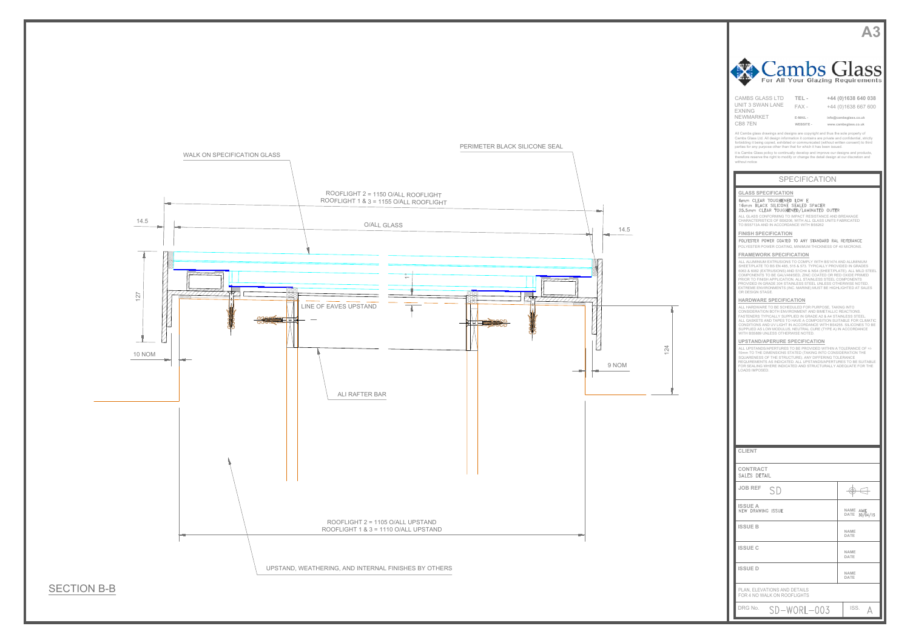WALK ON SPECIFICATION GLASS

PERIMETER BLACK SILICONE SEAL

ROOFLIGHT 2 = 1150 O/ALL ROOFLIGHT
ROOFLIGHT 1 & 3 = 1155 O/ALL ROOFLIGHT

14.5

O/ALL GLASS

14.5

127

LINE OF EAVES UPSTAND

1

124

10 NOM

9 NOM

ALI RAFTER BAR

ROOFLIGHT 2 = 1105 O/ALL UPSTAND
ROOFLIGHT 1 & 3 = 1110 O/ALL UPSTAND

UPSTAND, WEATHERING, AND INTERNAL FINISHES BY OTHERS

SECTION B-B

A3

Cambs Glass
For All Your Glazing Requirements

CAMBS GLASS LTD
UNIT 3 SWAN LANE
EXNING
NEWMARKET
CB8 7EN

| | |
|---|---|
| TEL - | +44 (0)1638 640 038 |
| FAX - | +44 (0)1638 667 600 |
| E-MAIL - | info@cambsglass.co.uk |
| WEBSITE - | www.cambsglass.co.uk |

All Cambs glass drawings and designs are copyright and thus the sole property of Cambs Glass Ltd. All design information it contains are private and confidential, strictly forbidding it being copied, exhibited or communicated (without written consent) to third parties for any purpose other than that for which it has been issued.

It is Cambs Glass policy to continually develop and improve our designs and products, therefore reserve the right to modify or change the detail design at our discretion and without notice

## SPECIFICATION

**GLASS SPECIFICATION**

6mm CLEAR TOUGHENED LOW E
16mm BLACK SILICONE SEALED SPACER
25.5mm CLEAR TOUGHENED/LAMINATED OUTER

ALL GLASS CONFORMING TO IMPACT RESISTANCE AND BREAKAGE CHARACTERISTICS OF BS6206, WITH ALL GLASS UNITS FABRICATED TO BS5713A AND IN ACCORDANCE WITH BS6262

**FINISH SPECIFICATION**

POLYESTER POWER COATED TO ANY STANDARD RAL REFERANCE

POLYESTER POWER COATING, MINIMUM THICKNESS OF 40 MICRONS.

**FRAMEWORK SPECIFICATION**

ALL ALUMINIUM EXTRUSIONS TO COMPLY WITH BS1474 AND ALUMINIUM SHEET/PLATE TO BS EN 485, 515 & 573. TYPICALLY PROVIDED IN GRADES 6063 & 6082 (EXTRUSIONS) AND S1CH4 & NS4 (SHEET/PLATE). ALL MILD STEEL COMPONENTS TO BE GALVANISED, ZINC COATED OR RED OXIDE PRIMED PRIOR TO FINISH APPLICATION. ALL STAINLESS STEEL COMPONENTS PROVIDED IN GRADE 304 STAINLESS STEEL UNLESS OTHERWISE NOTED. EXTREME ENVIRONMENTS (INC. MARINE) MUST BE HIGHLIGHTED AT SALES OR DESIGN STAGE.

**HARDWARE SPECIFICATION**

ALL HARDWARE TO BE SCHEDULED FOR PURPOSE, TAKING INTO CONSIDERATION BOTH ENVIRONMENT AND BIMETALLIC REACTIONS. FASTENERS TYPICALLY SUPPLIED IN GRADE A2 & A4 STAINLESS STEEL. ALL GASKETS AND TAPES TO HAVE A COMPOSITION SUITABLE FOR CLIMATIC CONDITIONS AND UV LIGHT IN ACCORDANCE WITH BS4255. SILICONES TO BE SUPPLIED AS LOW MODULUS, NEUTRAL CURE (TYPE A) IN ACCORDANCE WITH BS5889 UNLESS OTHERWISE NOTED.

**UPSTAND/APERURE SPECIFICATION**

ALL UPSTANDS/APERTURES TO BE PROVIDED WITHIN A TOLERANCE OF +/- 10mm TO THE DIMENSIONS STATED (TAKING INTO CONSIDERATION THE SQUARENESS OF THE STRUCTURE). ANY DIFFERING TOLERANCE REQUIREMENTS AS INDICATED. ALL UPSTANDS/APERTURES TO BE SUITABLE FOR SEALING WHERE INDICATED AND STRUCTURALLY ADEQUATE FOR THE LOADS IMPOSED.

| | |
|---|---|
| CLIENT | |
| CONTRACT<br>SALES DETAIL | |
| JOB REF SD | |
| ISSUE A<br>NEW DRAWING ISSUE | NAME AME<br>DATE 30/04/15 |
| ISSUE B | NAME<br>DATE |
| ISSUE C | NAME<br>DATE |
| ISSUE D | NAME<br>DATE |
| PLAN, ELEVATIONS AND DETAILS<br>FOR 4 NO WALK ON ROOFLIGHTS | |
| DRG No. SD-WORL-003 | ISS. A |